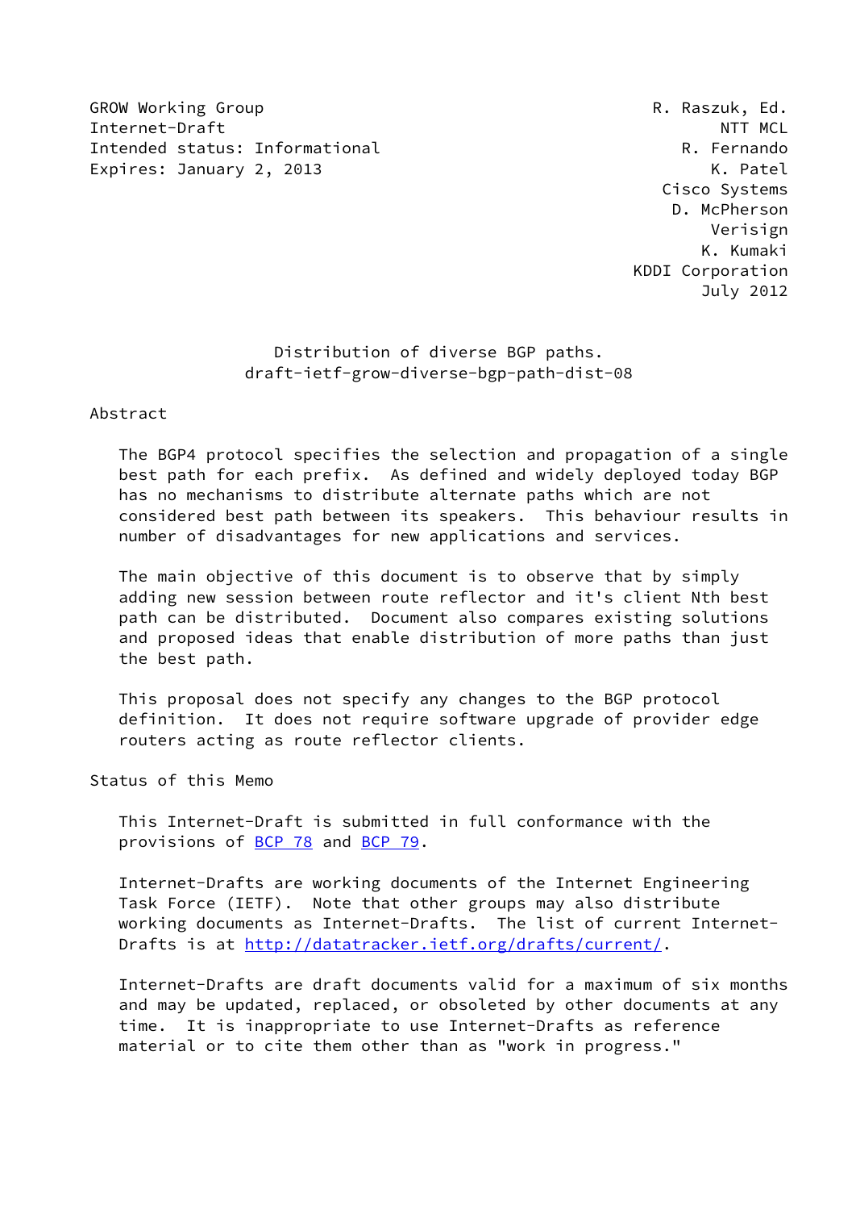GROW Working Group R. Raszuk, Ed.
Internet-Draft NTT MCL
Intended status: Informational R. Fernando
Expires: January 2, 2013 K. Patel
Cisco Systems
D. McPherson
Verisign
K. Kumaki
KDDI Corporation
July 2012

# Distribution of diverse BGP paths.
# draft-ietf-grow-diverse-bgp-path-dist-08

## Abstract

The BGP4 protocol specifies the selection and propagation of a single best path for each prefix. As defined and widely deployed today BGP has no mechanisms to distribute alternate paths which are not considered best path between its speakers. This behaviour results in number of disadvantages for new applications and services.

The main objective of this document is to observe that by simply adding new session between route reflector and it's client Nth best path can be distributed. Document also compares existing solutions and proposed ideas that enable distribution of more paths than just the best path.

This proposal does not specify any changes to the BGP protocol definition. It does not require software upgrade of provider edge routers acting as route reflector clients.

## Status of this Memo

This Internet-Draft is submitted in full conformance with the provisions of BCP 78 and BCP 79.

Internet-Drafts are working documents of the Internet Engineering Task Force (IETF). Note that other groups may also distribute working documents as Internet-Drafts. The list of current Internet-Drafts is at http://datatracker.ietf.org/drafts/current/.

Internet-Drafts are draft documents valid for a maximum of six months and may be updated, replaced, or obsoleted by other documents at any time. It is inappropriate to use Internet-Drafts as reference material or to cite them other than as "work in progress."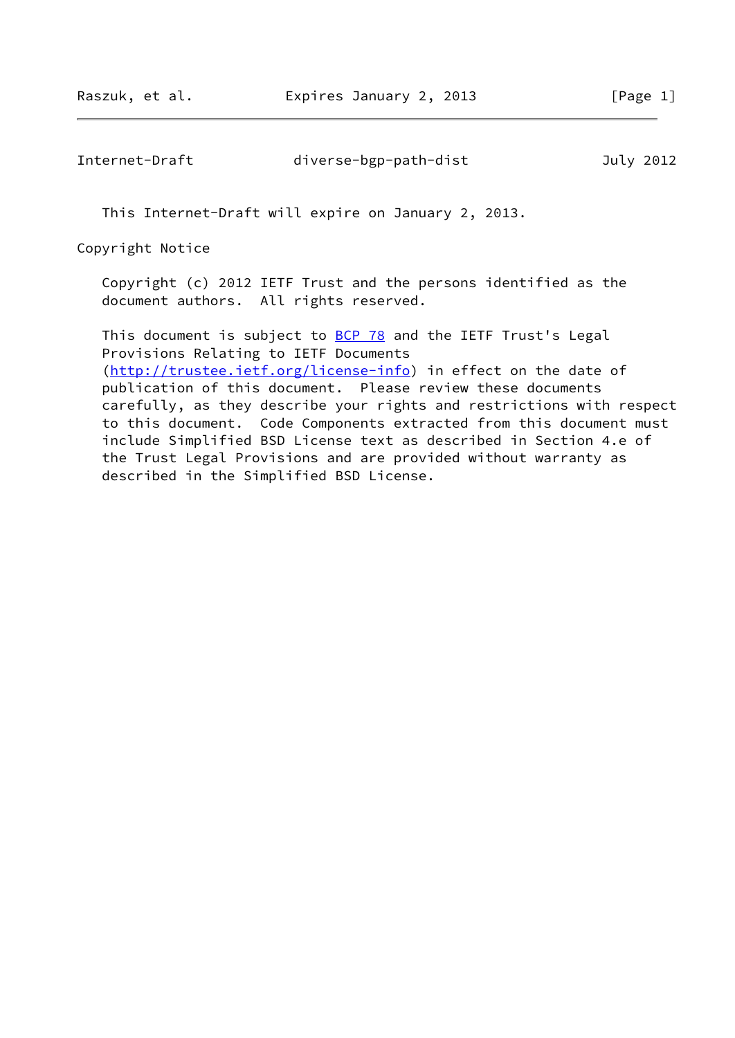This Internet-Draft will expire on January 2, 2013.

## Copyright Notice

Copyright (c) 2012 IETF Trust and the persons identified as the document authors. All rights reserved.

This document is subject to BCP 78 and the IETF Trust's Legal Provisions Relating to IETF Documents (http://trustee.ietf.org/license-info) in effect on the date of publication of this document. Please review these documents carefully, as they describe your rights and restrictions with respect to this document. Code Components extracted from this document must include Simplified BSD License text as described in Section 4.e of the Trust Legal Provisions and are provided without warranty as described in the Simplified BSD License.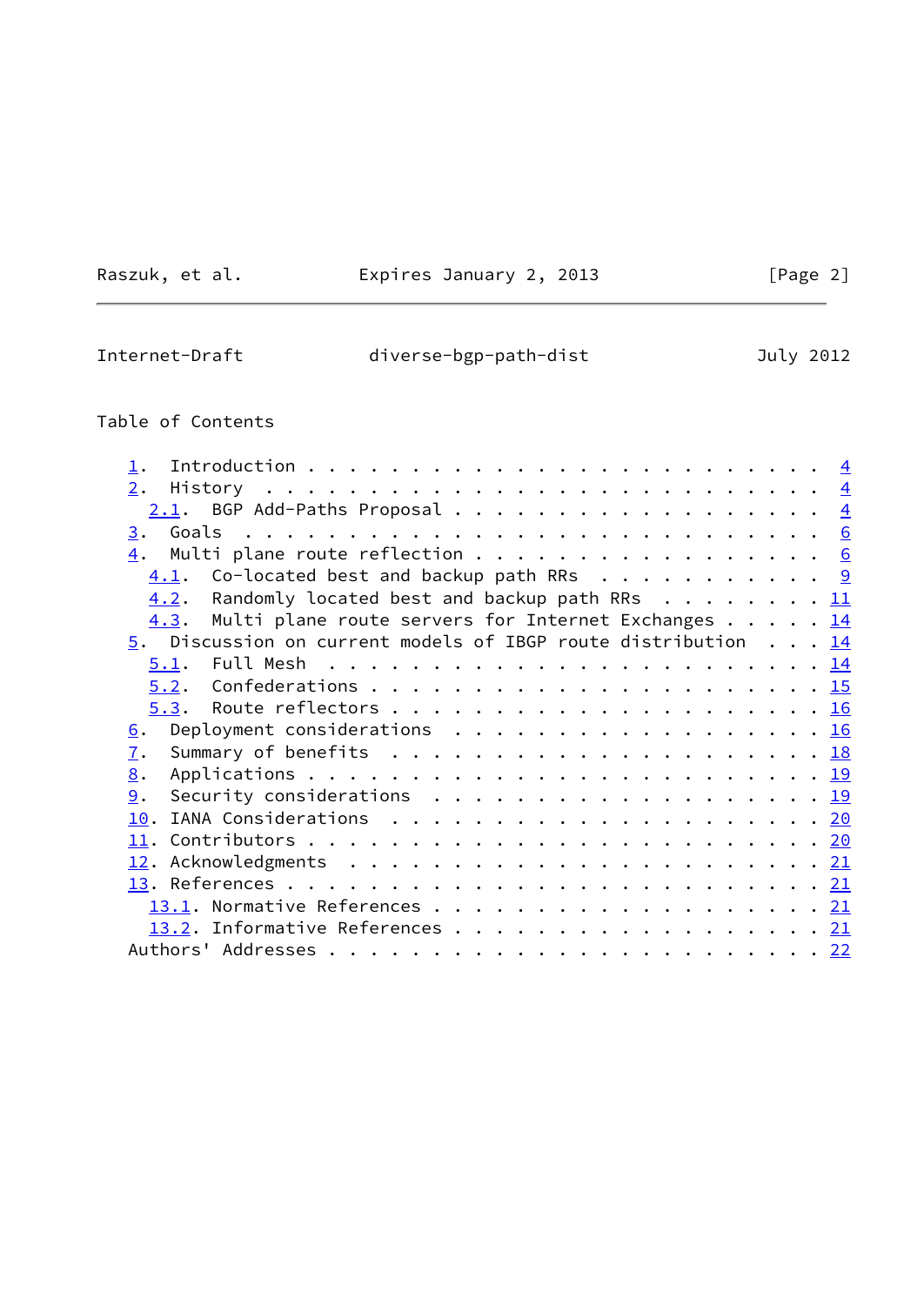Table of Contents

1. Introduction . . . . . . . . . . . . . . . . . . . . . . . . . 4
2. History . . . . . . . . . . . . . . . . . . . . . . . . . . . 4
   2.1. BGP Add-Paths Proposal . . . . . . . . . . . . . . . . . . 4
3. Goals . . . . . . . . . . . . . . . . . . . . . . . . . . . . 6
4. Multi plane route reflection . . . . . . . . . . . . . . . . . 6
   4.1. Co-located best and backup path RRs . . . . . . . . . . . 9
   4.2. Randomly located best and backup path RRs . . . . . . . . 11
   4.3. Multi plane route servers for Internet Exchanges . . . . . 14
5. Discussion on current models of IBGP route distribution . . . 14
   5.1. Full Mesh . . . . . . . . . . . . . . . . . . . . . . . . 14
   5.2. Confederations . . . . . . . . . . . . . . . . . . . . . . 15
   5.3. Route reflectors . . . . . . . . . . . . . . . . . . . . . 16
6. Deployment considerations . . . . . . . . . . . . . . . . . . 16
7. Summary of benefits . . . . . . . . . . . . . . . . . . . . . 18
8. Applications . . . . . . . . . . . . . . . . . . . . . . . . . 19
9. Security considerations . . . . . . . . . . . . . . . . . . . 19
10. IANA Considerations . . . . . . . . . . . . . . . . . . . . . 20
11. Contributors . . . . . . . . . . . . . . . . . . . . . . . . . 20
12. Acknowledgments . . . . . . . . . . . . . . . . . . . . . . . 21
13. References . . . . . . . . . . . . . . . . . . . . . . . . . 21
   13.1. Normative References . . . . . . . . . . . . . . . . . . . 21
   13.2. Informative References . . . . . . . . . . . . . . . . . . 21
Authors' Addresses . . . . . . . . . . . . . . . . . . . . . . . . 22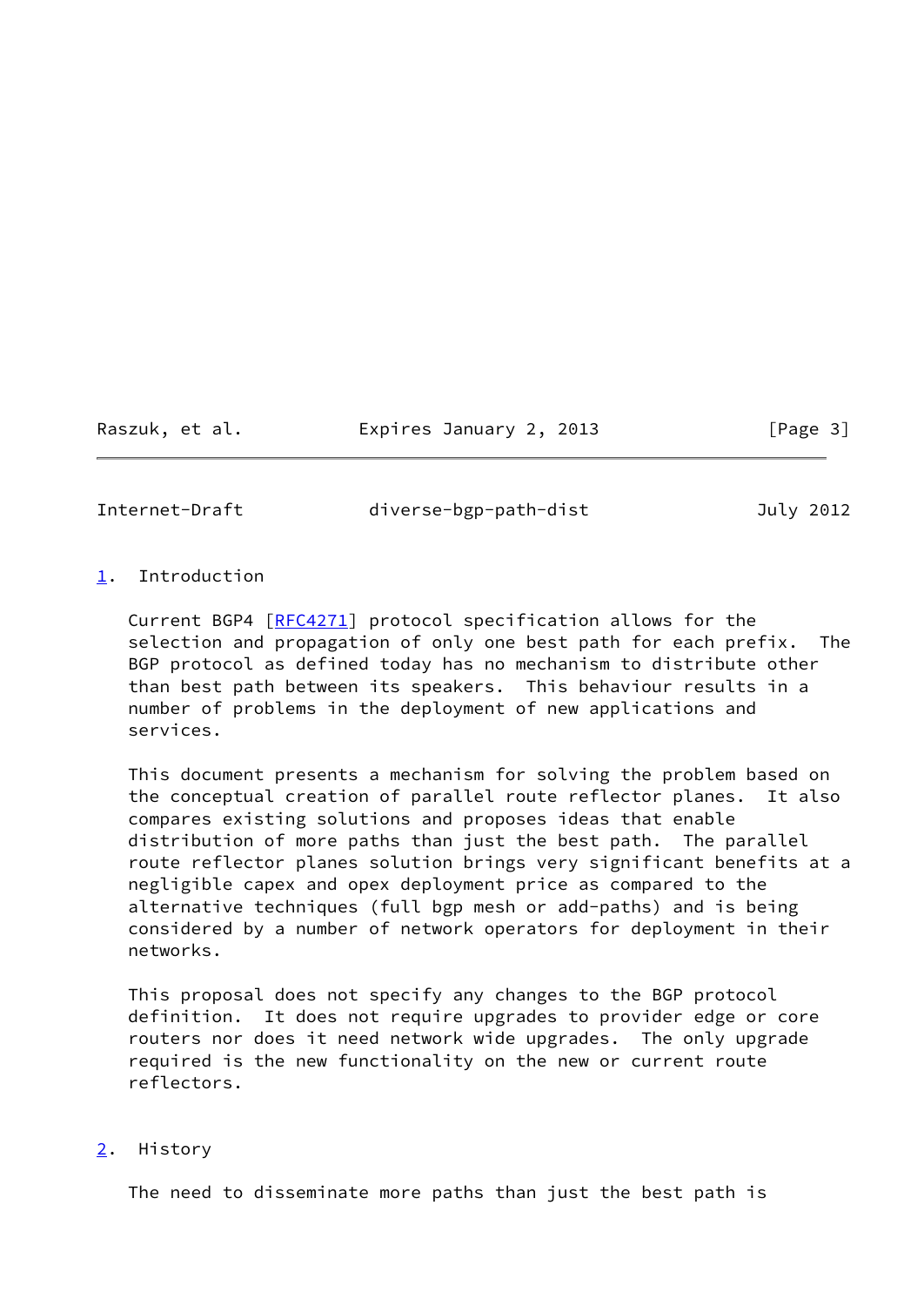## 1. Introduction

Current BGP4 [RFC4271] protocol specification allows for the selection and propagation of only one best path for each prefix. The BGP protocol as defined today has no mechanism to distribute other than best path between its speakers. This behaviour results in a number of problems in the deployment of new applications and services.

This document presents a mechanism for solving the problem based on the conceptual creation of parallel route reflector planes. It also compares existing solutions and proposes ideas that enable distribution of more paths than just the best path. The parallel route reflector planes solution brings very significant benefits at a negligible capex and opex deployment price as compared to the alternative techniques (full bgp mesh or add-paths) and is being considered by a number of network operators for deployment in their networks.

This proposal does not specify any changes to the BGP protocol definition. It does not require upgrades to provider edge or core routers nor does it need network wide upgrades. The only upgrade required is the new functionality on the new or current route reflectors.

## 2. History

The need to disseminate more paths than just the best path is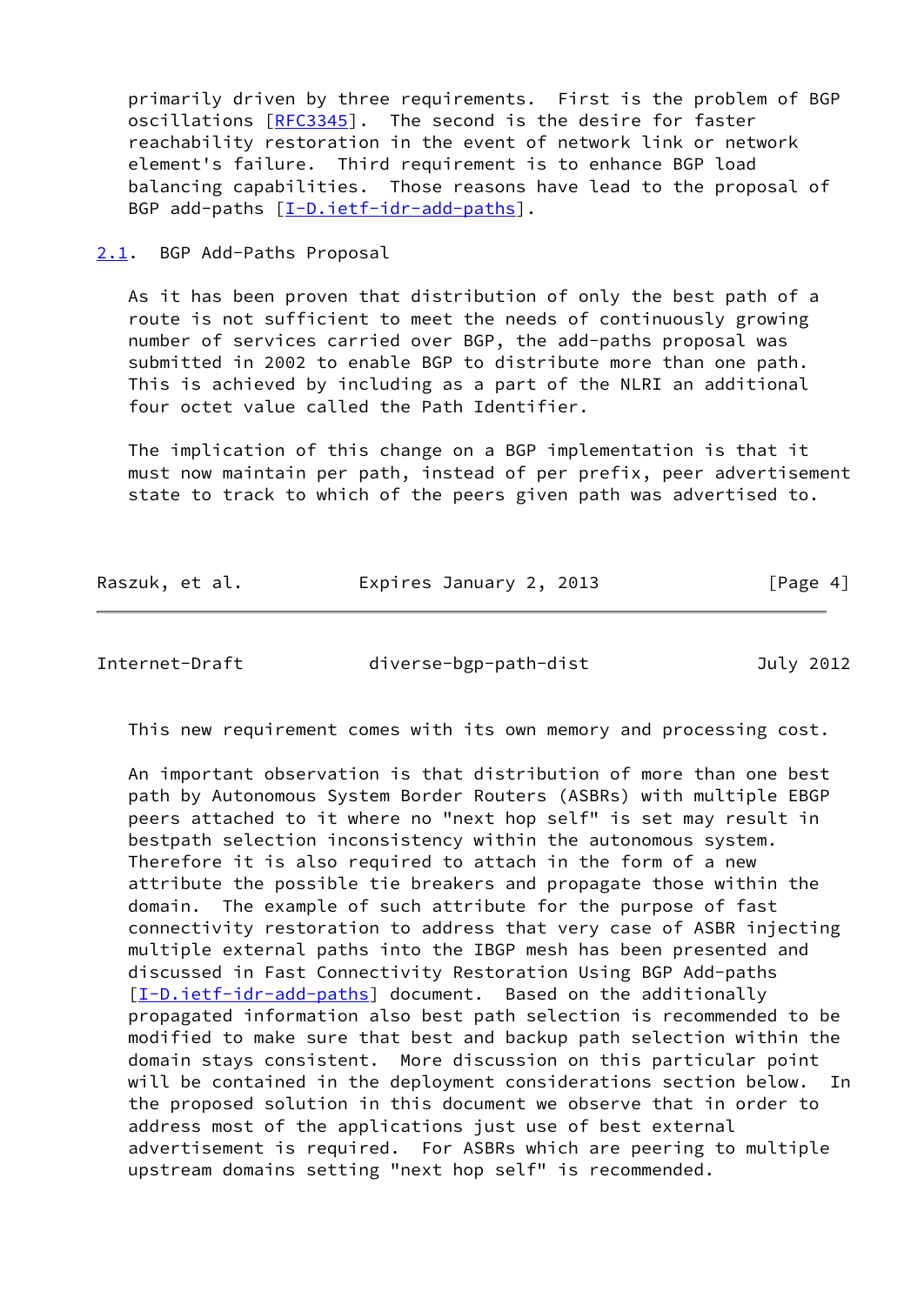primarily driven by three requirements. First is the problem of BGP oscillations [RFC3345]. The second is the desire for faster reachability restoration in the event of network link or network element's failure. Third requirement is to enhance BGP load balancing capabilities. Those reasons have lead to the proposal of BGP add-paths [I-D.ietf-idr-add-paths].

## 2.1. BGP Add-Paths Proposal

As it has been proven that distribution of only the best path of a route is not sufficient to meet the needs of continuously growing number of services carried over BGP, the add-paths proposal was submitted in 2002 to enable BGP to distribute more than one path. This is achieved by including as a part of the NLRI an additional four octet value called the Path Identifier.

The implication of this change on a BGP implementation is that it must now maintain per path, instead of per prefix, peer advertisement state to track to which of the peers given path was advertised to. This new requirement comes with its own memory and processing cost.

An important observation is that distribution of more than one best path by Autonomous System Border Routers (ASBRs) with multiple EBGP peers attached to it where no "next hop self" is set may result in bestpath selection inconsistency within the autonomous system. Therefore it is also required to attach in the form of a new attribute the possible tie breakers and propagate those within the domain. The example of such attribute for the purpose of fast connectivity restoration to address that very case of ASBR injecting multiple external paths into the IBGP mesh has been presented and discussed in Fast Connectivity Restoration Using BGP Add-paths [I-D.ietf-idr-add-paths] document. Based on the additionally propagated information also best path selection is recommended to be modified to make sure that best and backup path selection within the domain stays consistent. More discussion on this particular point will be contained in the deployment considerations section below. In the proposed solution in this document we observe that in order to address most of the applications just use of best external advertisement is required. For ASBRs which are peering to multiple upstream domains setting "next hop self" is recommended.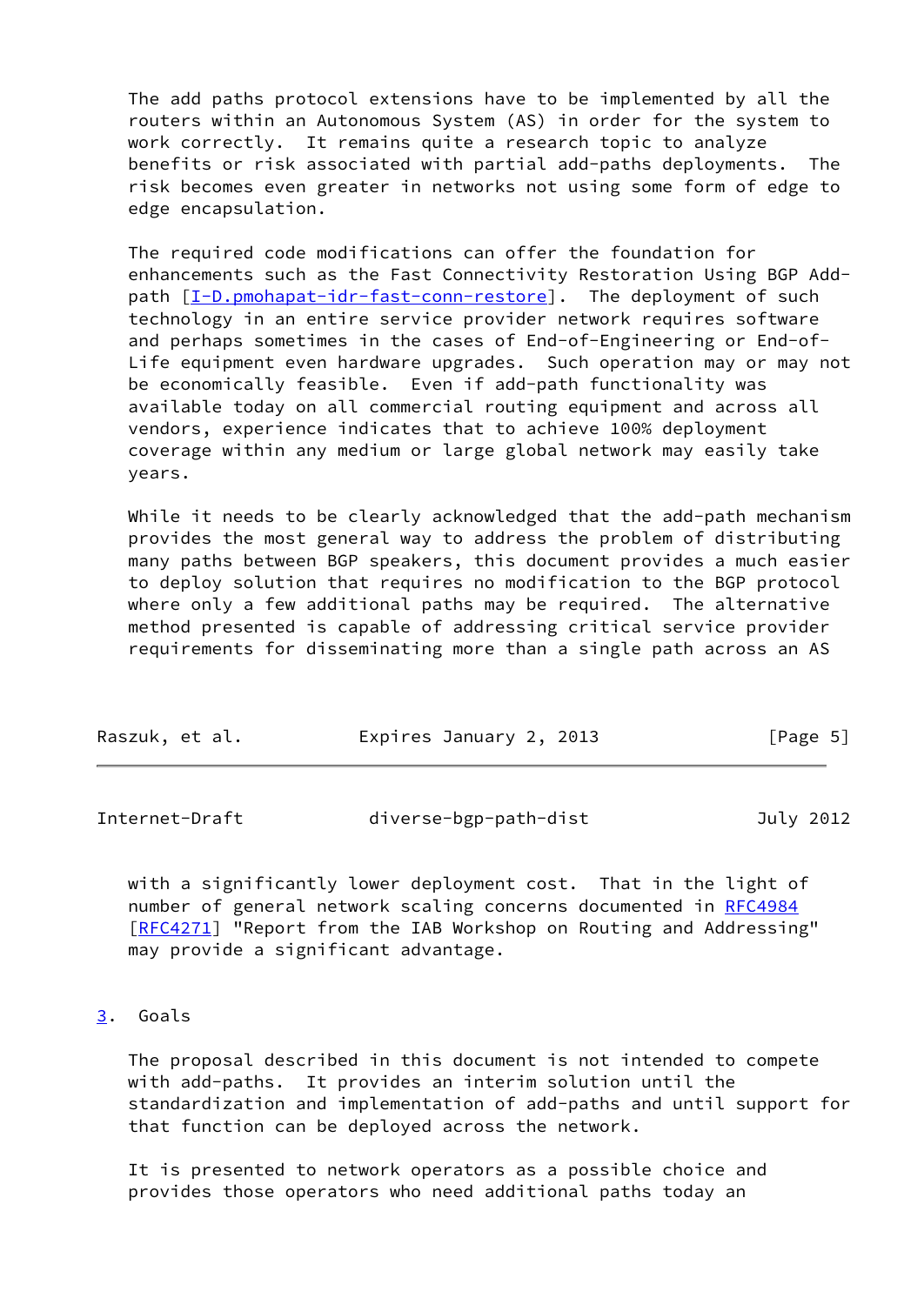The add paths protocol extensions have to be implemented by all the routers within an Autonomous System (AS) in order for the system to work correctly. It remains quite a research topic to analyze benefits or risk associated with partial add-paths deployments. The risk becomes even greater in networks not using some form of edge to edge encapsulation.

The required code modifications can offer the foundation for enhancements such as the Fast Connectivity Restoration Using BGP Add-path [I-D.pmohapat-idr-fast-conn-restore]. The deployment of such technology in an entire service provider network requires software and perhaps sometimes in the cases of End-of-Engineering or End-of-Life equipment even hardware upgrades. Such operation may or may not be economically feasible. Even if add-path functionality was available today on all commercial routing equipment and across all vendors, experience indicates that to achieve 100% deployment coverage within any medium or large global network may easily take years.

While it needs to be clearly acknowledged that the add-path mechanism provides the most general way to address the problem of distributing many paths between BGP speakers, this document provides a much easier to deploy solution that requires no modification to the BGP protocol where only a few additional paths may be required. The alternative method presented is capable of addressing critical service provider requirements for disseminating more than a single path across an AS with a significantly lower deployment cost. That in the light of number of general network scaling concerns documented in RFC4984 [RFC4271] "Report from the IAB Workshop on Routing and Addressing" may provide a significant advantage.

## 3. Goals

The proposal described in this document is not intended to compete with add-paths. It provides an interim solution until the standardization and implementation of add-paths and until support for that function can be deployed across the network.

It is presented to network operators as a possible choice and provides those operators who need additional paths today an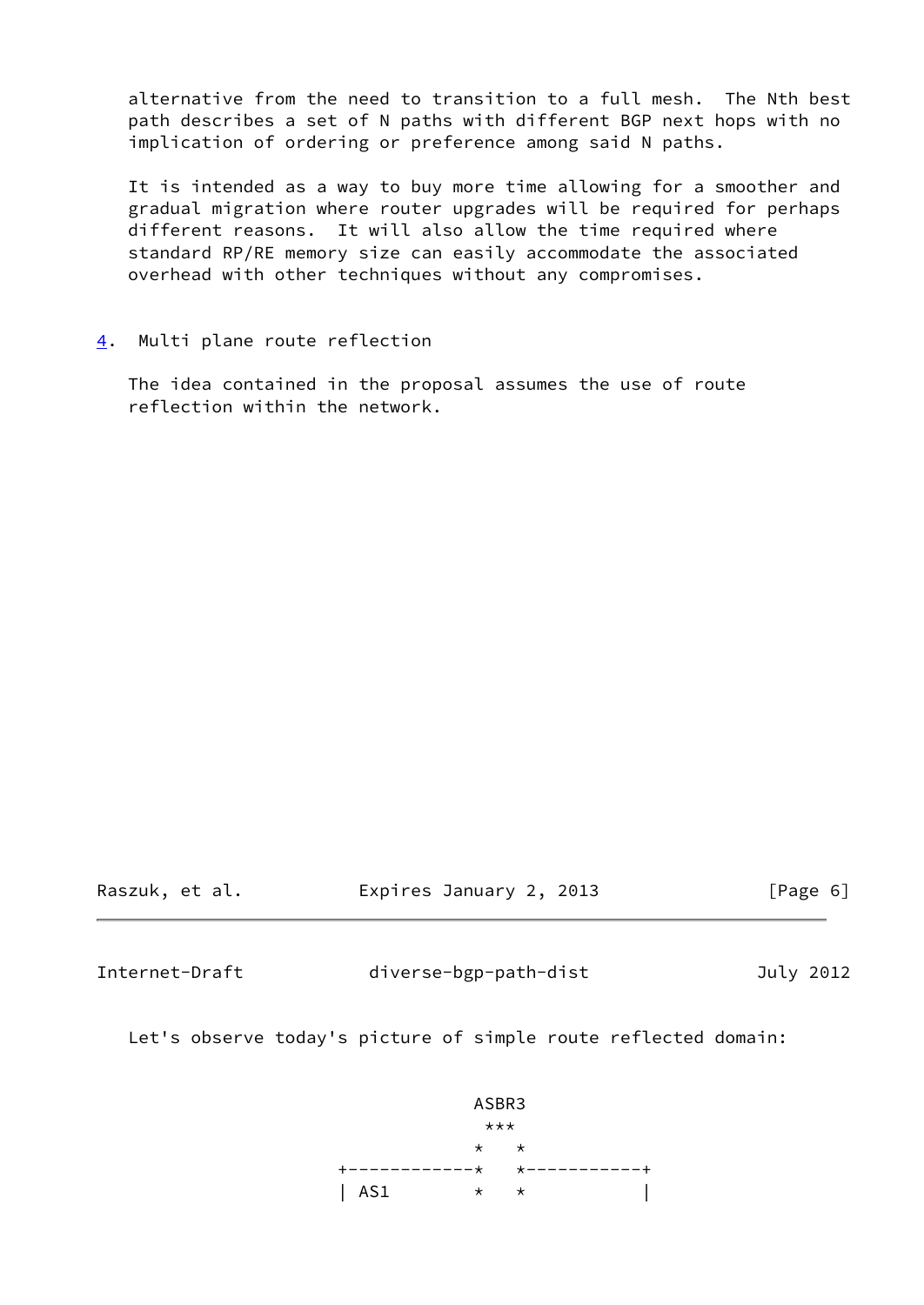alternative from the need to transition to a full mesh. The Nth best path describes a set of N paths with different BGP next hops with no implication of ordering or preference among said N paths.

It is intended as a way to buy more time allowing for a smoother and gradual migration where router upgrades will be required for perhaps different reasons. It will also allow the time required where standard RP/RE memory size can easily accommodate the associated overhead with other techniques without any compromises.

## 4. Multi plane route reflection

The idea contained in the proposal assumes the use of route reflection within the network.

Let's observe today's picture of simple route reflected domain:

```
                    ASBR3
                     ***
                    *   *
        +------------*   *-----------+
        | AS1        *   *           |
```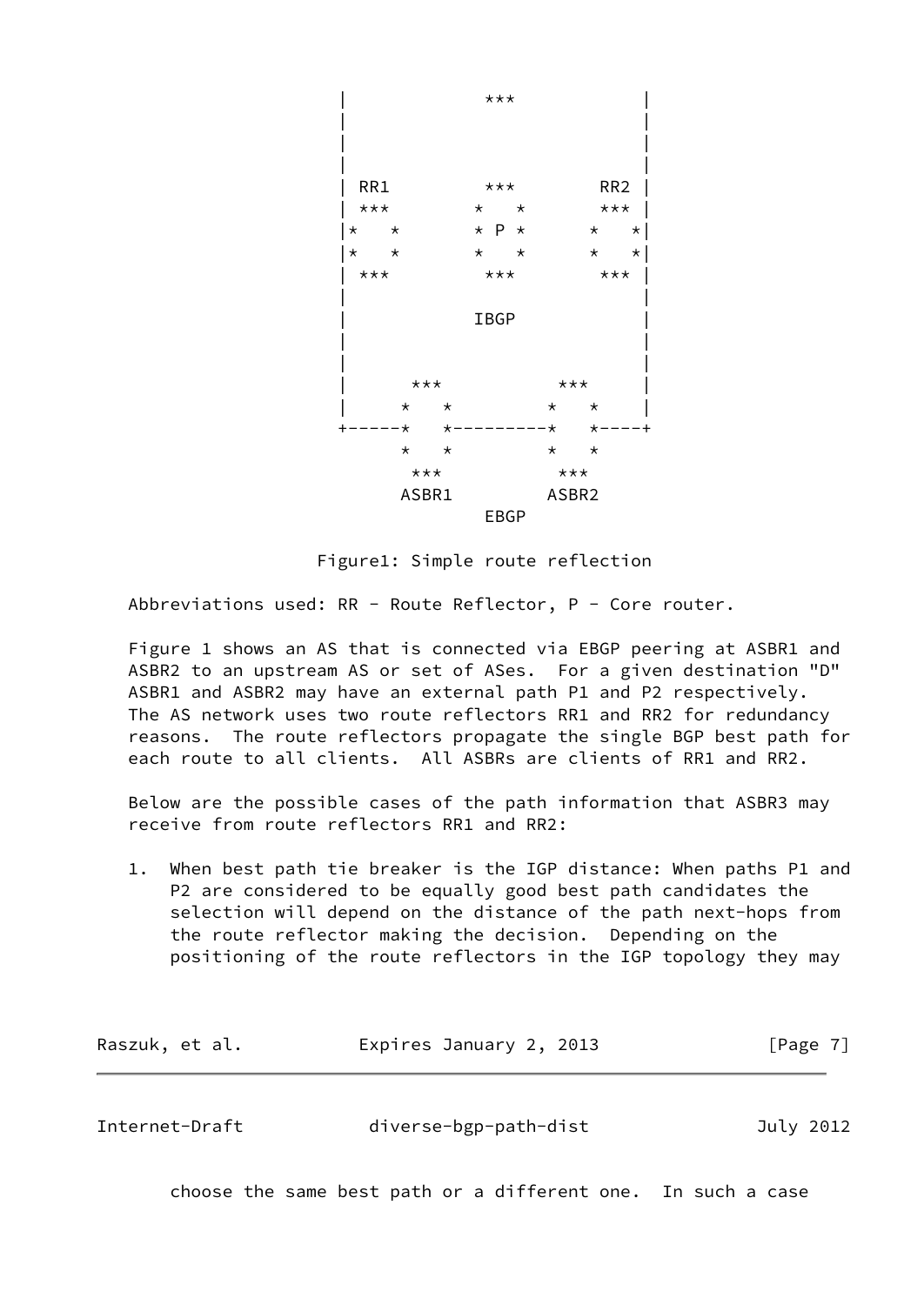```
     |              ***            |
     |                             |
     |                             |
     |                             |
     | RR1         ***        RR2  |
     | ***        *   *       ***  |
     |*   *       * P *      *   * |
     |*   *       *   *      *   * |
     | ***         ***        ***  |
     |                             |
     |            IBGP             |
     |                             |
     |                             |
     |      ***           ***      |
     |     *   *         *   *     |
     +-----*   *---------*   *-----+
           *   *         *   *
            ***           ***
           ASBR1         ASBR2
                  EBGP
```

Figure1: Simple route reflection

Abbreviations used: RR - Route Reflector, P - Core router.

Figure 1 shows an AS that is connected via EBGP peering at ASBR1 and ASBR2 to an upstream AS or set of ASes. For a given destination "D" ASBR1 and ASBR2 may have an external path P1 and P2 respectively. The AS network uses two route reflectors RR1 and RR2 for redundancy reasons. The route reflectors propagate the single BGP best path for each route to all clients. All ASBRs are clients of RR1 and RR2.

Below are the possible cases of the path information that ASBR3 may receive from route reflectors RR1 and RR2:

1. When best path tie breaker is the IGP distance: When paths P1 and P2 are considered to be equally good best path candidates the selection will depend on the distance of the path next-hops from the route reflector making the decision. Depending on the positioning of the route reflectors in the IGP topology they may choose the same best path or a different one. In such a case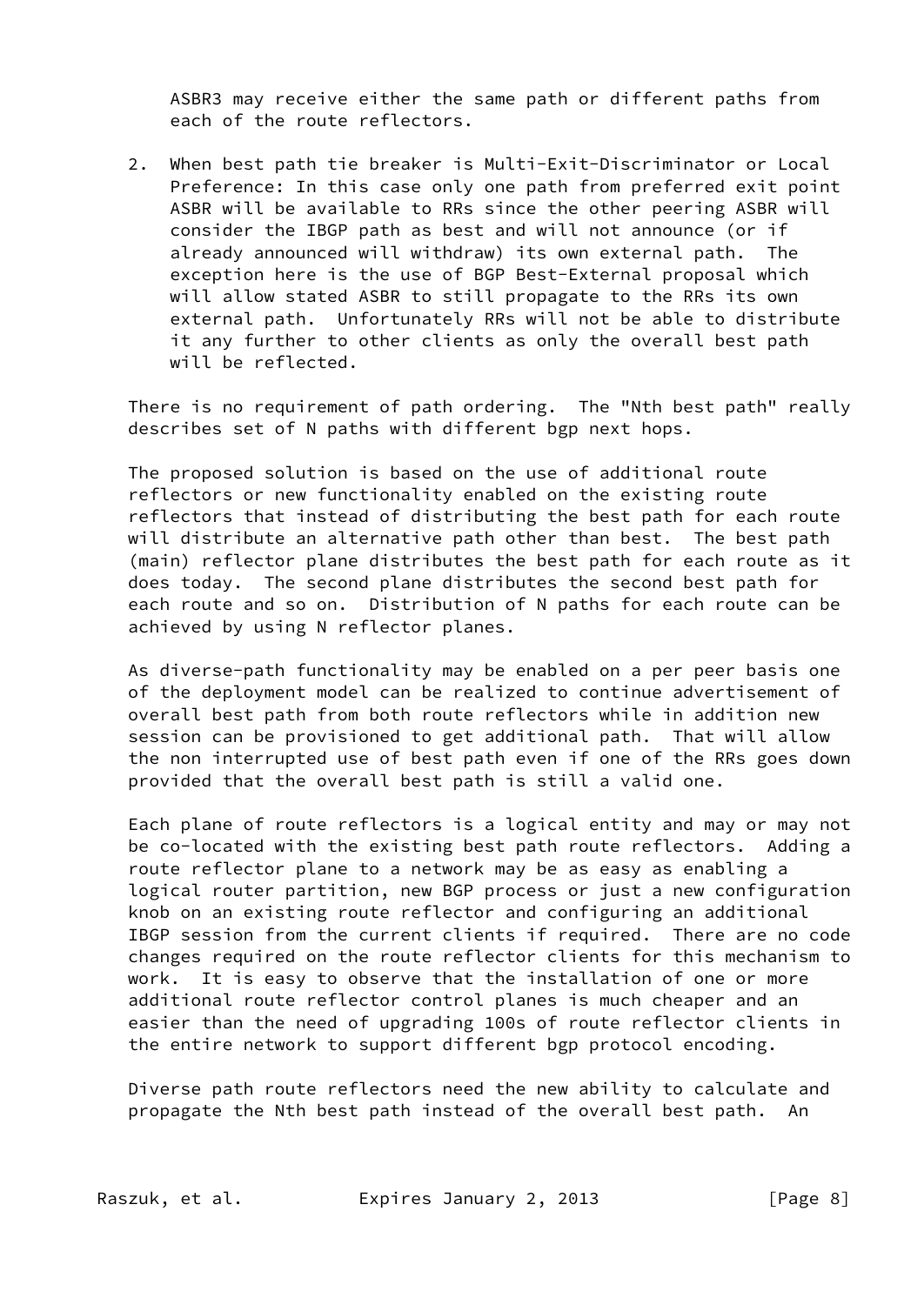ASBR3 may receive either the same path or different paths from each of the route reflectors.

2. When best path tie breaker is Multi-Exit-Discriminator or Local Preference: In this case only one path from preferred exit point ASBR will be available to RRs since the other peering ASBR will consider the IBGP path as best and will not announce (or if already announced will withdraw) its own external path. The exception here is the use of BGP Best-External proposal which will allow stated ASBR to still propagate to the RRs its own external path. Unfortunately RRs will not be able to distribute it any further to other clients as only the overall best path will be reflected.

There is no requirement of path ordering. The "Nth best path" really describes set of N paths with different bgp next hops.

The proposed solution is based on the use of additional route reflectors or new functionality enabled on the existing route reflectors that instead of distributing the best path for each route will distribute an alternative path other than best. The best path (main) reflector plane distributes the best path for each route as it does today. The second plane distributes the second best path for each route and so on. Distribution of N paths for each route can be achieved by using N reflector planes.

As diverse-path functionality may be enabled on a per peer basis one of the deployment model can be realized to continue advertisement of overall best path from both route reflectors while in addition new session can be provisioned to get additional path. That will allow the non interrupted use of best path even if one of the RRs goes down provided that the overall best path is still a valid one.

Each plane of route reflectors is a logical entity and may or may not be co-located with the existing best path route reflectors. Adding a route reflector plane to a network may be as easy as enabling a logical router partition, new BGP process or just a new configuration knob on an existing route reflector and configuring an additional IBGP session from the current clients if required. There are no code changes required on the route reflector clients for this mechanism to work. It is easy to observe that the installation of one or more additional route reflector control planes is much cheaper and an easier than the need of upgrading 100s of route reflector clients in the entire network to support different bgp protocol encoding.

Diverse path route reflectors need the new ability to calculate and propagate the Nth best path instead of the overall best path. An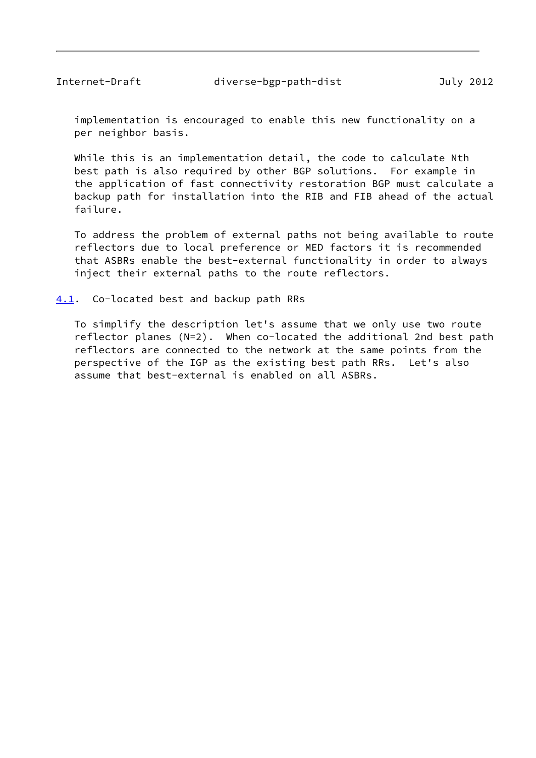implementation is encouraged to enable this new functionality on a per neighbor basis.

While this is an implementation detail, the code to calculate Nth best path is also required by other BGP solutions. For example in the application of fast connectivity restoration BGP must calculate a backup path for installation into the RIB and FIB ahead of the actual failure.

To address the problem of external paths not being available to route reflectors due to local preference or MED factors it is recommended that ASBRs enable the best-external functionality in order to always inject their external paths to the route reflectors.

### 4.1. Co-located best and backup path RRs

To simplify the description let's assume that we only use two route reflector planes (N=2). When co-located the additional 2nd best path reflectors are connected to the network at the same points from the perspective of the IGP as the existing best path RRs. Let's also assume that best-external is enabled on all ASBRs.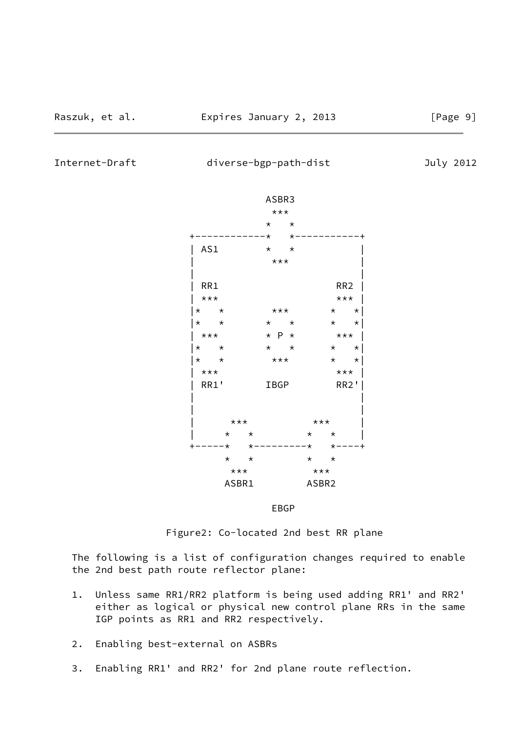```
                          ASBR3
                           ***
                          *   *
               +----------*   *----------+
               | AS1      *   *          |
               |           ***           |
               |                         |
               | RR1                 RR2 |
               | ***                 *** |
               |*   *      ***      *   *|
               |*   *     *   *     *   *|
               | ***      * P *      *** |
               |*   *     *   *     *   *|
               |*   *      ***      *   *|
               | ***                 *** |
               | RR1'     IBGP      RR2'|
               |                         |
               |                         |
               |     ***        ***      |
               |    *   *      *   *     |
               +----*   *------*   *-----+
                    *   *      *   *
                     ***        ***
                    ASBR1      ASBR2

                           EBGP
```

Figure2: Co-located 2nd best RR plane

The following is a list of configuration changes required to enable the 2nd best path route reflector plane:

1. Unless same RR1/RR2 platform is being used adding RR1' and RR2' either as logical or physical new control plane RRs in the same IGP points as RR1 and RR2 respectively.

2. Enabling best-external on ASBRs

3. Enabling RR1' and RR2' for 2nd plane route reflection.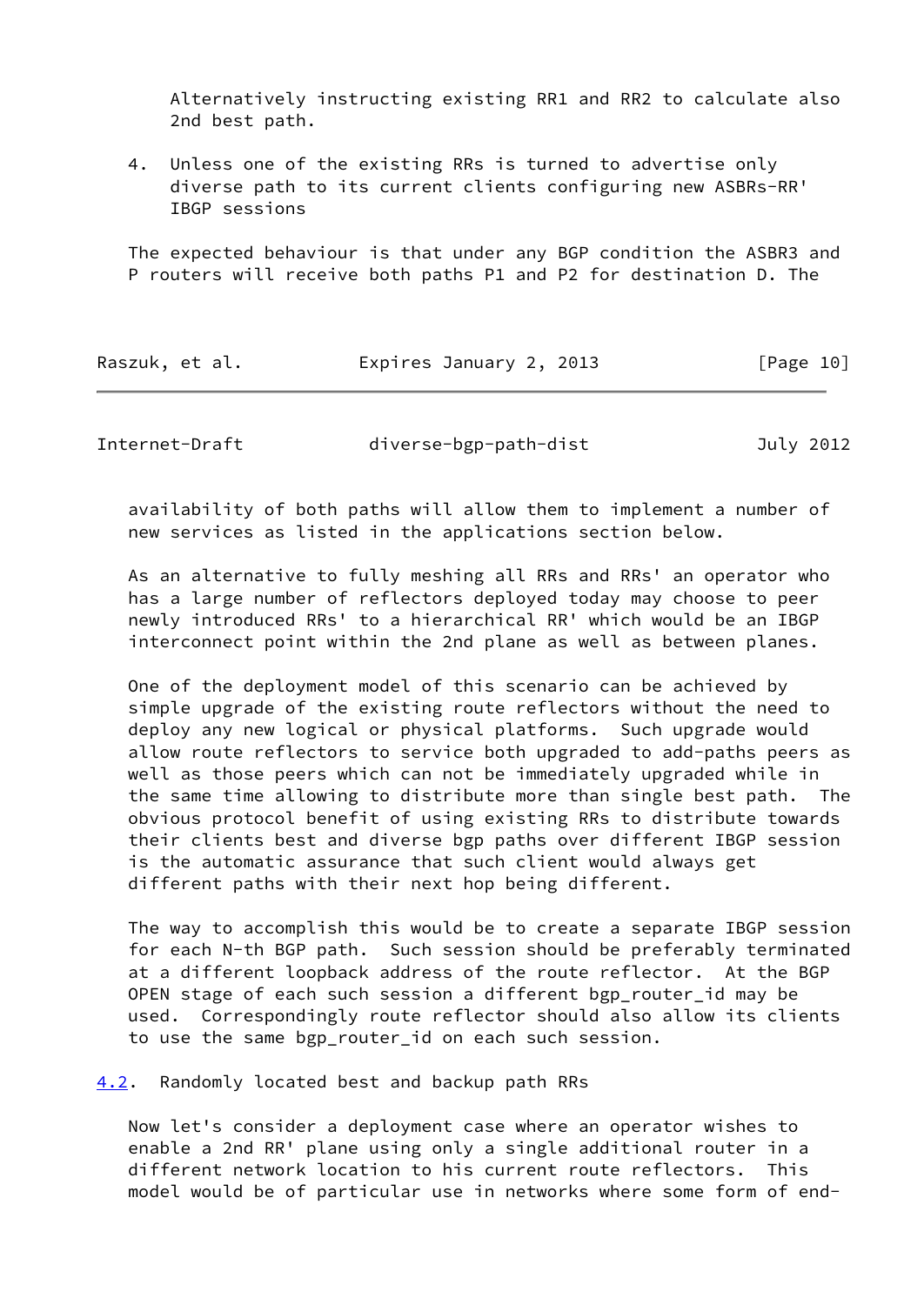Alternatively instructing existing RR1 and RR2 to calculate also 2nd best path.

4. Unless one of the existing RRs is turned to advertise only diverse path to its current clients configuring new ASBRs-RR' IBGP sessions

The expected behaviour is that under any BGP condition the ASBR3 and P routers will receive both paths P1 and P2 for destination D. The availability of both paths will allow them to implement a number of new services as listed in the applications section below.

As an alternative to fully meshing all RRs and RRs' an operator who has a large number of reflectors deployed today may choose to peer newly introduced RRs' to a hierarchical RR' which would be an IBGP interconnect point within the 2nd plane as well as between planes.

One of the deployment model of this scenario can be achieved by simple upgrade of the existing route reflectors without the need to deploy any new logical or physical platforms. Such upgrade would allow route reflectors to service both upgraded to add-paths peers as well as those peers which can not be immediately upgraded while in the same time allowing to distribute more than single best path. The obvious protocol benefit of using existing RRs to distribute towards their clients best and diverse bgp paths over different IBGP session is the automatic assurance that such client would always get different paths with their next hop being different.

The way to accomplish this would be to create a separate IBGP session for each N-th BGP path. Such session should be preferably terminated at a different loopback address of the route reflector. At the BGP OPEN stage of each such session a different bgp_router_id may be used. Correspondingly route reflector should also allow its clients to use the same bgp_router_id on each such session.

## 4.2. Randomly located best and backup path RRs

Now let's consider a deployment case where an operator wishes to enable a 2nd RR' plane using only a single additional router in a different network location to his current route reflectors. This model would be of particular use in networks where some form of end-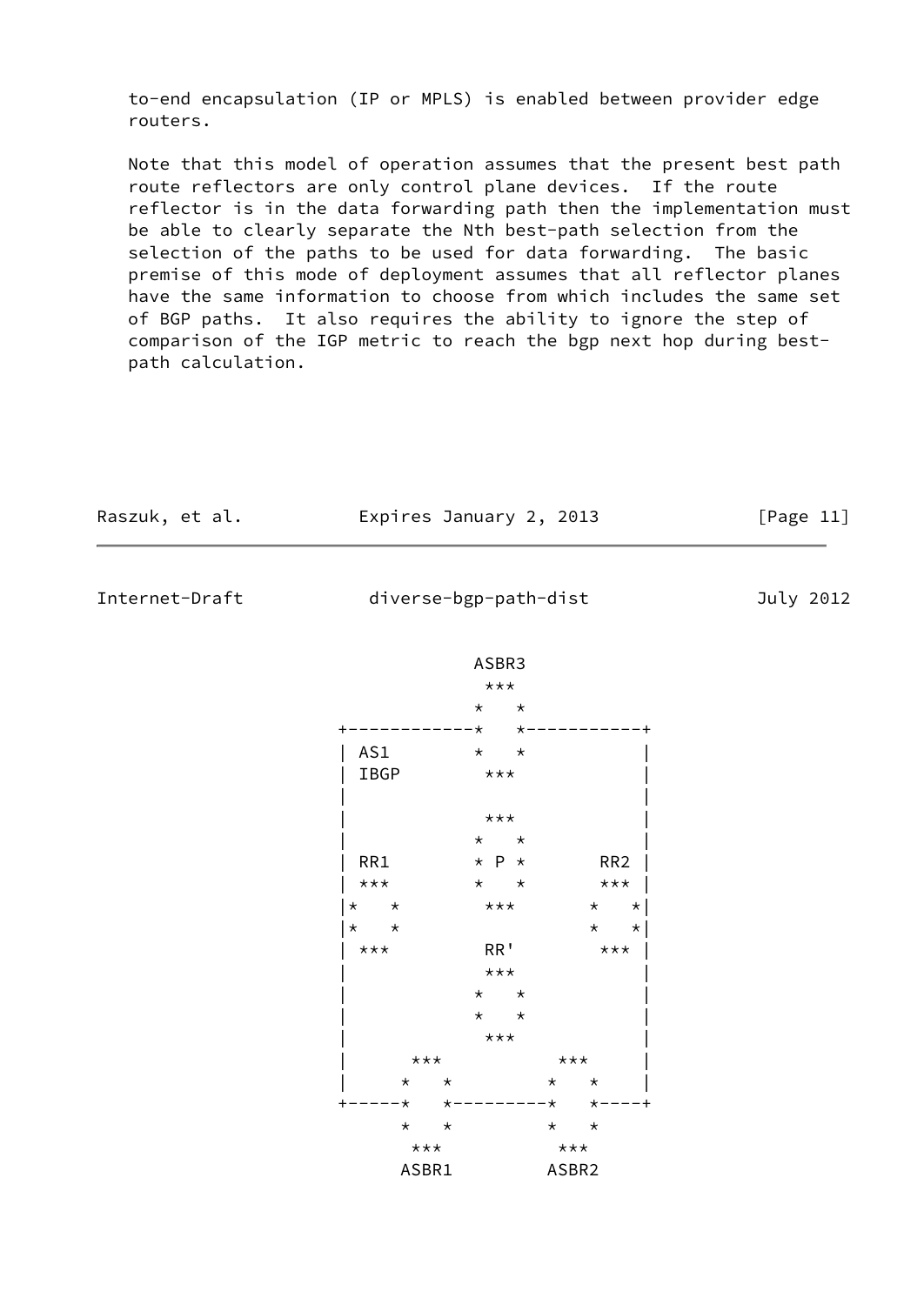to-end encapsulation (IP or MPLS) is enabled between provider edge routers.

Note that this model of operation assumes that the present best path route reflectors are only control plane devices. If the route reflector is in the data forwarding path then the implementation must be able to clearly separate the Nth best-path selection from the selection of the paths to be used for data forwarding. The basic premise of this mode of deployment assumes that all reflector planes have the same information to choose from which includes the same set of BGP paths. It also requires the ability to ignore the step of comparison of the IGP metric to reach the bgp next hop during best-path calculation.

```
                         ASBR3
                          ***
                         *   *
             +------------*   *-----------+
             | AS1        *   *           |
             | IBGP        ***            |
             |                            |
             |             ***            |
             |            *   *           |
             | RR1        * P *       RR2 |
             | ***        *   *       *** |
             |*   *        ***       *   *|
             |*   *                  *   *|
             | ***         RR'        *** |
             |             ***            |
             |            *   *           |
             |            *   *           |
             |             ***            |
             |      ***           ***     |
             |     *   *         *   *    |
             +-----*   *---------*   *----+
                   *   *         *   *
                    ***           ***
                   ASBR1         ASBR2
```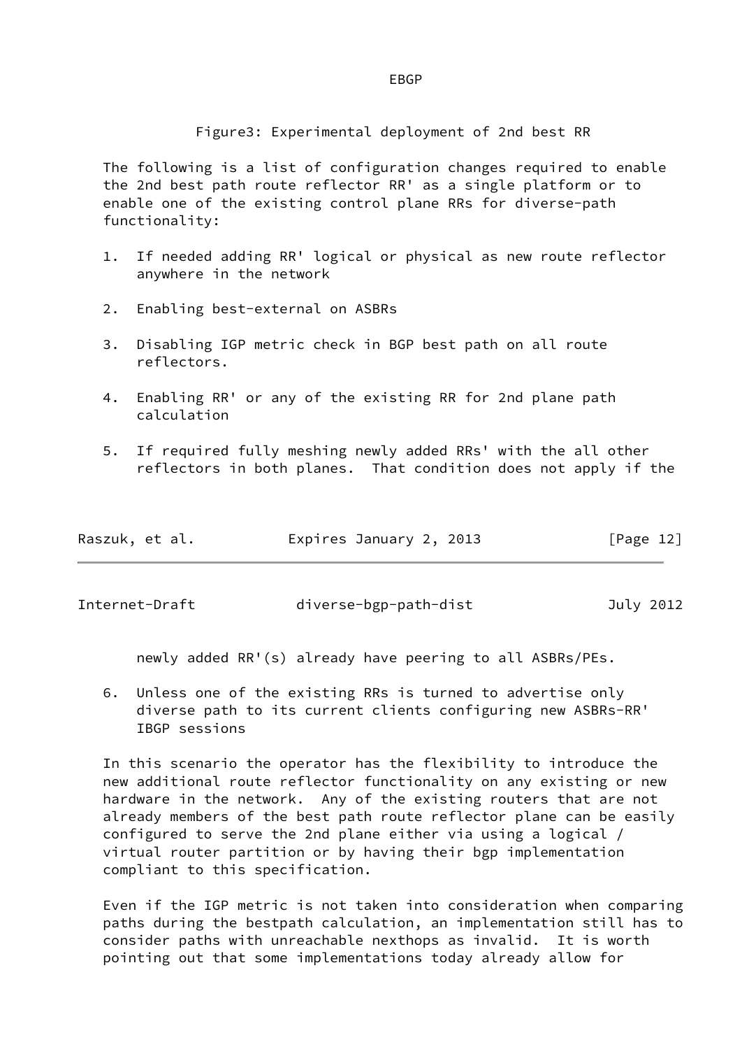EBGP

Figure3: Experimental deployment of 2nd best RR

The following is a list of configuration changes required to enable the 2nd best path route reflector RR' as a single platform or to enable one of the existing control plane RRs for diverse-path functionality:

1. If needed adding RR' logical or physical as new route reflector anywhere in the network

2. Enabling best-external on ASBRs

3. Disabling IGP metric check in BGP best path on all route reflectors.

4. Enabling RR' or any of the existing RR for 2nd plane path calculation

5. If required fully meshing newly added RRs' with the all other reflectors in both planes. That condition does not apply if the newly added RR'(s) already have peering to all ASBRs/PEs.

6. Unless one of the existing RRs is turned to advertise only diverse path to its current clients configuring new ASBRs-RR' IBGP sessions

In this scenario the operator has the flexibility to introduce the new additional route reflector functionality on any existing or new hardware in the network. Any of the existing routers that are not already members of the best path route reflector plane can be easily configured to serve the 2nd plane either via using a logical / virtual router partition or by having their bgp implementation compliant to this specification.

Even if the IGP metric is not taken into consideration when comparing paths during the bestpath calculation, an implementation still has to consider paths with unreachable nexthops as invalid. It is worth pointing out that some implementations today already allow for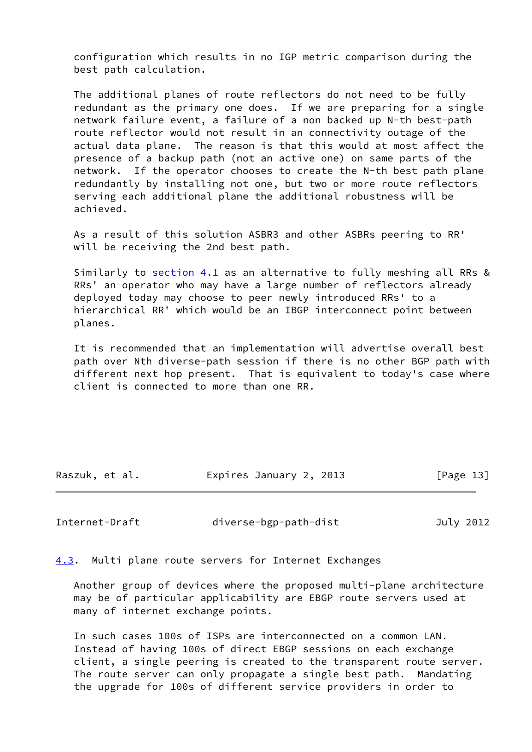configuration which results in no IGP metric comparison during the best path calculation.

The additional planes of route reflectors do not need to be fully redundant as the primary one does. If we are preparing for a single network failure event, a failure of a non backed up N-th best-path route reflector would not result in an connectivity outage of the actual data plane. The reason is that this would at most affect the presence of a backup path (not an active one) on same parts of the network. If the operator chooses to create the N-th best path plane redundantly by installing not one, but two or more route reflectors serving each additional plane the additional robustness will be achieved.

As a result of this solution ASBR3 and other ASBRs peering to RR' will be receiving the 2nd best path.

Similarly to section 4.1 as an alternative to fully meshing all RRs & RRs' an operator who may have a large number of reflectors already deployed today may choose to peer newly introduced RRs' to a hierarchical RR' which would be an IBGP interconnect point between planes.

It is recommended that an implementation will advertise overall best path over Nth diverse-path session if there is no other BGP path with different next hop present. That is equivalent to today's case where client is connected to more than one RR.

### 4.3. Multi plane route servers for Internet Exchanges

Another group of devices where the proposed multi-plane architecture may be of particular applicability are EBGP route servers used at many of internet exchange points.

In such cases 100s of ISPs are interconnected on a common LAN. Instead of having 100s of direct EBGP sessions on each exchange client, a single peering is created to the transparent route server. The route server can only propagate a single best path. Mandating the upgrade for 100s of different service providers in order to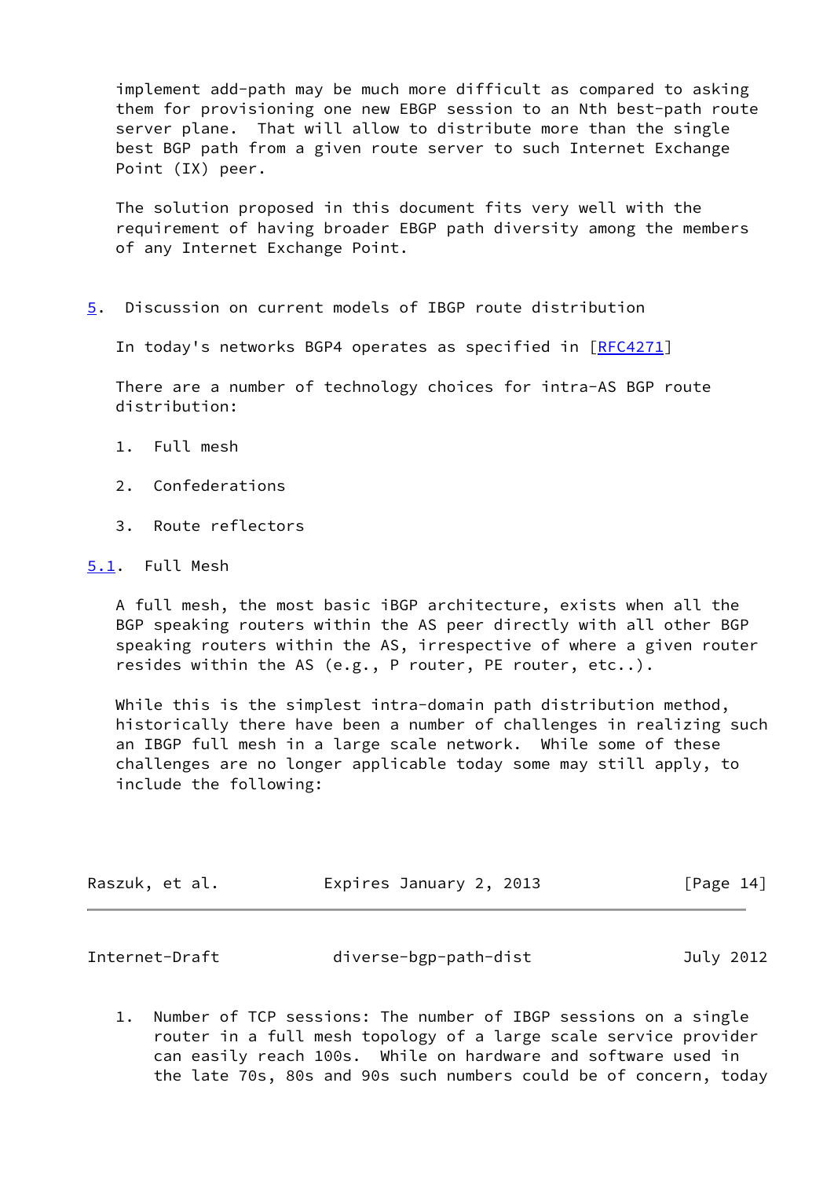implement add-path may be much more difficult as compared to asking them for provisioning one new EBGP session to an Nth best-path route server plane. That will allow to distribute more than the single best BGP path from a given route server to such Internet Exchange Point (IX) peer.

The solution proposed in this document fits very well with the requirement of having broader EBGP path diversity among the members of any Internet Exchange Point.

## 5. Discussion on current models of IBGP route distribution

In today's networks BGP4 operates as specified in [RFC4271]

There are a number of technology choices for intra-AS BGP route distribution:

1. Full mesh

2. Confederations

3. Route reflectors

### 5.1. Full Mesh

A full mesh, the most basic iBGP architecture, exists when all the BGP speaking routers within the AS peer directly with all other BGP speaking routers within the AS, irrespective of where a given router resides within the AS (e.g., P router, PE router, etc..).

While this is the simplest intra-domain path distribution method, historically there have been a number of challenges in realizing such an IBGP full mesh in a large scale network. While some of these challenges are no longer applicable today some may still apply, to include the following:

1. Number of TCP sessions: The number of IBGP sessions on a single router in a full mesh topology of a large scale service provider can easily reach 100s. While on hardware and software used in the late 70s, 80s and 90s such numbers could be of concern, today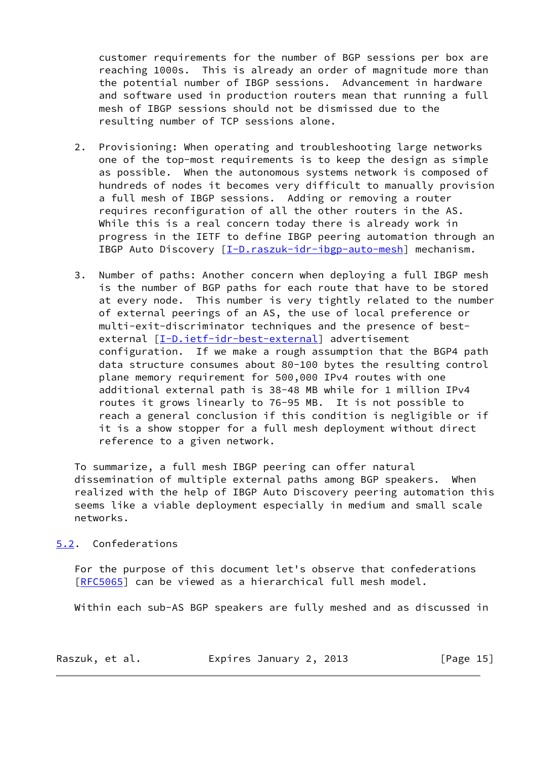customer requirements for the number of BGP sessions per box are reaching 1000s. This is already an order of magnitude more than the potential number of IBGP sessions. Advancement in hardware and software used in production routers mean that running a full mesh of IBGP sessions should not be dismissed due to the resulting number of TCP sessions alone.

2. Provisioning: When operating and troubleshooting large networks one of the top-most requirements is to keep the design as simple as possible. When the autonomous systems network is composed of hundreds of nodes it becomes very difficult to manually provision a full mesh of IBGP sessions. Adding or removing a router requires reconfiguration of all the other routers in the AS. While this is a real concern today there is already work in progress in the IETF to define IBGP peering automation through an IBGP Auto Discovery [I-D.raszuk-idr-ibgp-auto-mesh] mechanism.

3. Number of paths: Another concern when deploying a full IBGP mesh is the number of BGP paths for each route that have to be stored at every node. This number is very tightly related to the number of external peerings of an AS, the use of local preference or multi-exit-discriminator techniques and the presence of best-external [I-D.ietf-idr-best-external] advertisement configuration. If we make a rough assumption that the BGP4 path data structure consumes about 80-100 bytes the resulting control plane memory requirement for 500,000 IPv4 routes with one additional external path is 38-48 MB while for 1 million IPv4 routes it grows linearly to 76-95 MB. It is not possible to reach a general conclusion if this condition is negligible or if it is a show stopper for a full mesh deployment without direct reference to a given network.

To summarize, a full mesh IBGP peering can offer natural dissemination of multiple external paths among BGP speakers. When realized with the help of IBGP Auto Discovery peering automation this seems like a viable deployment especially in medium and small scale networks.

### 5.2. Confederations

For the purpose of this document let's observe that confederations [RFC5065] can be viewed as a hierarchical full mesh model.

Within each sub-AS BGP speakers are fully meshed and as discussed in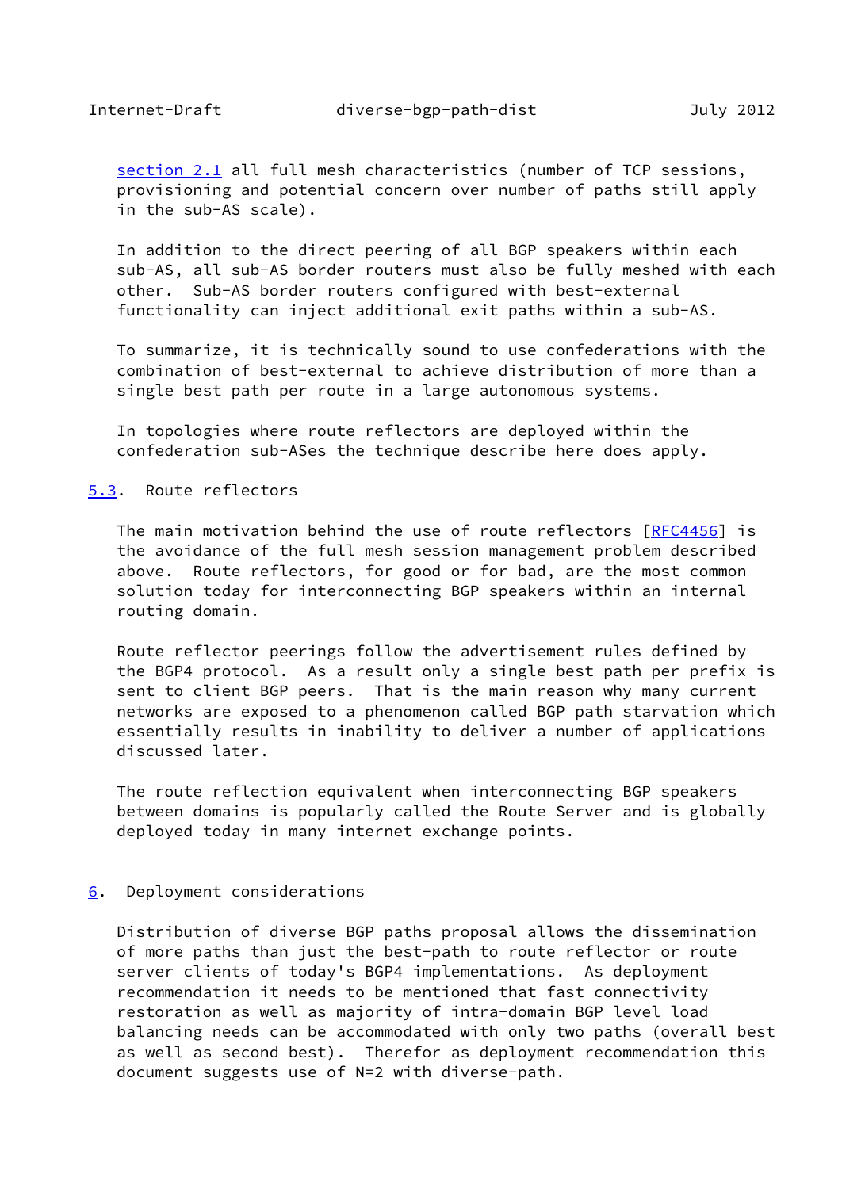section 2.1 all full mesh characteristics (number of TCP sessions, provisioning and potential concern over number of paths still apply in the sub-AS scale).

In addition to the direct peering of all BGP speakers within each sub-AS, all sub-AS border routers must also be fully meshed with each other. Sub-AS border routers configured with best-external functionality can inject additional exit paths within a sub-AS.

To summarize, it is technically sound to use confederations with the combination of best-external to achieve distribution of more than a single best path per route in a large autonomous systems.

In topologies where route reflectors are deployed within the confederation sub-ASes the technique describe here does apply.

### 5.3. Route reflectors

The main motivation behind the use of route reflectors [RFC4456] is the avoidance of the full mesh session management problem described above. Route reflectors, for good or for bad, are the most common solution today for interconnecting BGP speakers within an internal routing domain.

Route reflector peerings follow the advertisement rules defined by the BGP4 protocol. As a result only a single best path per prefix is sent to client BGP peers. That is the main reason why many current networks are exposed to a phenomenon called BGP path starvation which essentially results in inability to deliver a number of applications discussed later.

The route reflection equivalent when interconnecting BGP speakers between domains is popularly called the Route Server and is globally deployed today in many internet exchange points.

## 6. Deployment considerations

Distribution of diverse BGP paths proposal allows the dissemination of more paths than just the best-path to route reflector or route server clients of today's BGP4 implementations. As deployment recommendation it needs to be mentioned that fast connectivity restoration as well as majority of intra-domain BGP level load balancing needs can be accommodated with only two paths (overall best as well as second best). Therefor as deployment recommendation this document suggests use of N=2 with diverse-path.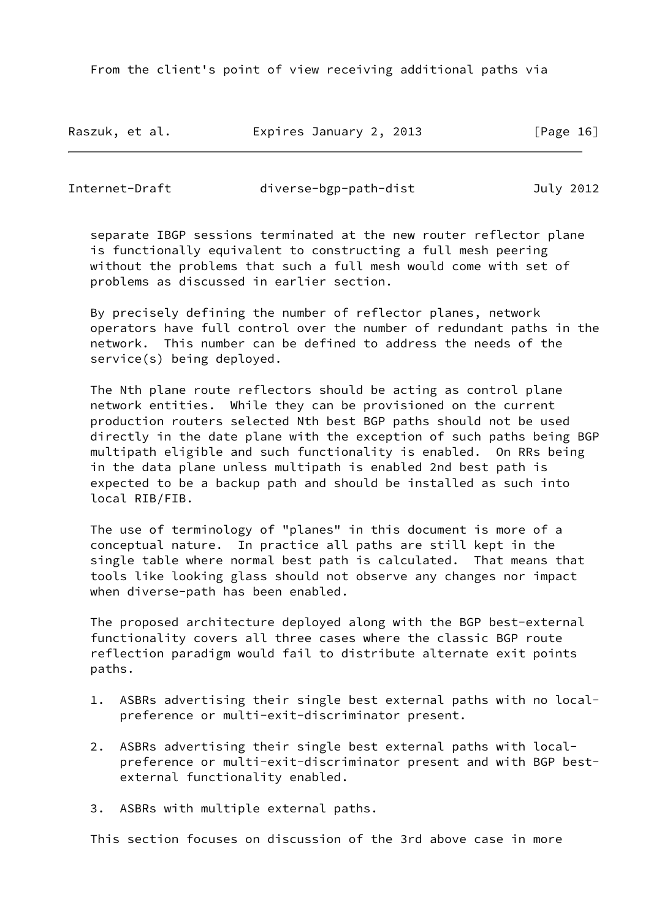From the client's point of view receiving additional paths via separate IBGP sessions terminated at the new router reflector plane is functionally equivalent to constructing a full mesh peering without the problems that such a full mesh would come with set of problems as discussed in earlier section.

By precisely defining the number of reflector planes, network operators have full control over the number of redundant paths in the network. This number can be defined to address the needs of the service(s) being deployed.

The Nth plane route reflectors should be acting as control plane network entities. While they can be provisioned on the current production routers selected Nth best BGP paths should not be used directly in the date plane with the exception of such paths being BGP multipath eligible and such functionality is enabled. On RRs being in the data plane unless multipath is enabled 2nd best path is expected to be a backup path and should be installed as such into local RIB/FIB.

The use of terminology of "planes" in this document is more of a conceptual nature. In practice all paths are still kept in the single table where normal best path is calculated. That means that tools like looking glass should not observe any changes nor impact when diverse-path has been enabled.

The proposed architecture deployed along with the BGP best-external functionality covers all three cases where the classic BGP route reflection paradigm would fail to distribute alternate exit points paths.

1. ASBRs advertising their single best external paths with no local-preference or multi-exit-discriminator present.

2. ASBRs advertising their single best external paths with local-preference or multi-exit-discriminator present and with BGP best-external functionality enabled.

3. ASBRs with multiple external paths.

This section focuses on discussion of the 3rd above case in more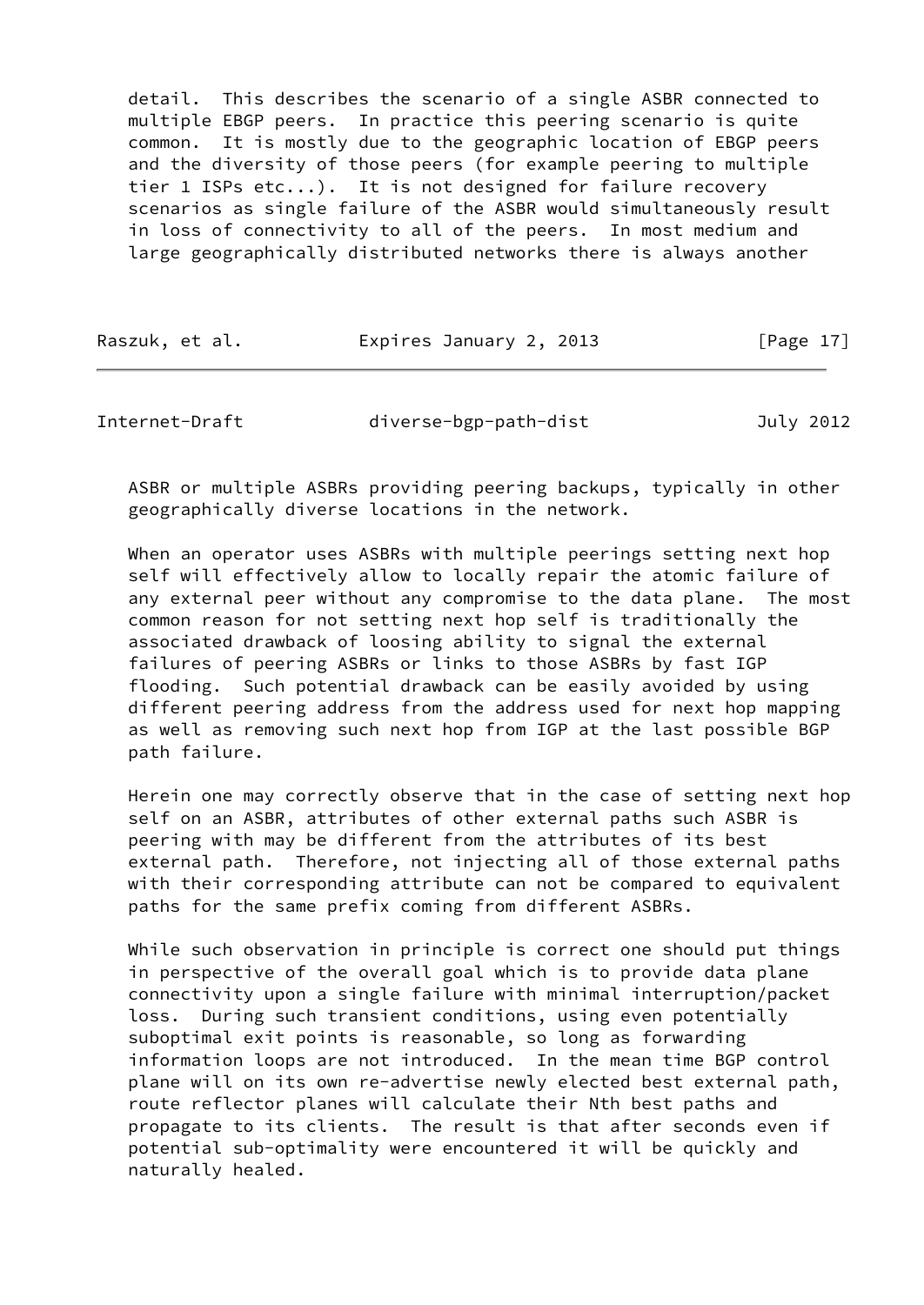detail. This describes the scenario of a single ASBR connected to multiple EBGP peers. In practice this peering scenario is quite common. It is mostly due to the geographic location of EBGP peers and the diversity of those peers (for example peering to multiple tier 1 ISPs etc...). It is not designed for failure recovery scenarios as single failure of the ASBR would simultaneously result in loss of connectivity to all of the peers. In most medium and large geographically distributed networks there is always another ASBR or multiple ASBRs providing peering backups, typically in other geographically diverse locations in the network.

When an operator uses ASBRs with multiple peerings setting next hop self will effectively allow to locally repair the atomic failure of any external peer without any compromise to the data plane. The most common reason for not setting next hop self is traditionally the associated drawback of loosing ability to signal the external failures of peering ASBRs or links to those ASBRs by fast IGP flooding. Such potential drawback can be easily avoided by using different peering address from the address used for next hop mapping as well as removing such next hop from IGP at the last possible BGP path failure.

Herein one may correctly observe that in the case of setting next hop self on an ASBR, attributes of other external paths such ASBR is peering with may be different from the attributes of its best external path. Therefore, not injecting all of those external paths with their corresponding attribute can not be compared to equivalent paths for the same prefix coming from different ASBRs.

While such observation in principle is correct one should put things in perspective of the overall goal which is to provide data plane connectivity upon a single failure with minimal interruption/packet loss. During such transient conditions, using even potentially suboptimal exit points is reasonable, so long as forwarding information loops are not introduced. In the mean time BGP control plane will on its own re-advertise newly elected best external path, route reflector planes will calculate their Nth best paths and propagate to its clients. The result is that after seconds even if potential sub-optimality were encountered it will be quickly and naturally healed.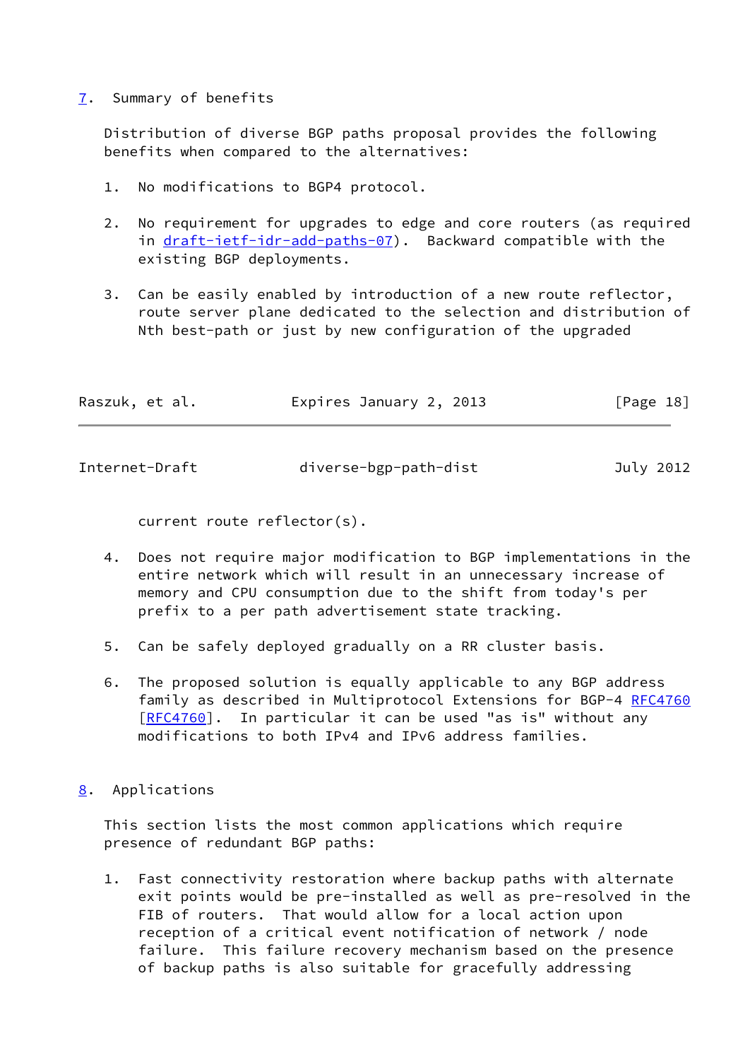## 7. Summary of benefits

Distribution of diverse BGP paths proposal provides the following benefits when compared to the alternatives:

1. No modifications to BGP4 protocol.

2. No requirement for upgrades to edge and core routers (as required in draft-ietf-idr-add-paths-07). Backward compatible with the existing BGP deployments.

3. Can be easily enabled by introduction of a new route reflector, route server plane dedicated to the selection and distribution of Nth best-path or just by new configuration of the upgraded current route reflector(s).

4. Does not require major modification to BGP implementations in the entire network which will result in an unnecessary increase of memory and CPU consumption due to the shift from today's per prefix to a per path advertisement state tracking.

5. Can be safely deployed gradually on a RR cluster basis.

6. The proposed solution is equally applicable to any BGP address family as described in Multiprotocol Extensions for BGP-4 RFC4760 [RFC4760]. In particular it can be used "as is" without any modifications to both IPv4 and IPv6 address families.

## 8. Applications

This section lists the most common applications which require presence of redundant BGP paths:

1. Fast connectivity restoration where backup paths with alternate exit points would be pre-installed as well as pre-resolved in the FIB of routers. That would allow for a local action upon reception of a critical event notification of network / node failure. This failure recovery mechanism based on the presence of backup paths is also suitable for gracefully addressing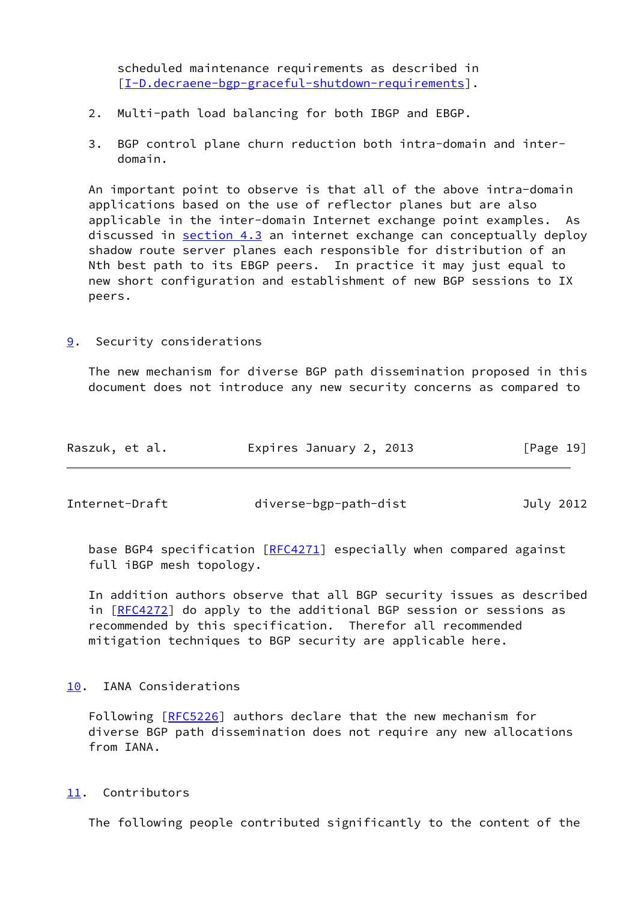scheduled maintenance requirements as described in [I-D.decraene-bgp-graceful-shutdown-requirements].

2. Multi-path load balancing for both IBGP and EBGP.

3. BGP control plane churn reduction both intra-domain and inter-domain.

An important point to observe is that all of the above intra-domain applications based on the use of reflector planes but are also applicable in the inter-domain Internet exchange point examples. As discussed in section 4.3 an internet exchange can conceptually deploy shadow route server planes each responsible for distribution of an Nth best path to its EBGP peers. In practice it may just equal to new short configuration and establishment of new BGP sessions to IX peers.

## 9. Security considerations

The new mechanism for diverse BGP path dissemination proposed in this document does not introduce any new security concerns as compared to base BGP4 specification [RFC4271] especially when compared against full iBGP mesh topology.

In addition authors observe that all BGP security issues as described in [RFC4272] do apply to the additional BGP session or sessions as recommended by this specification. Therefor all recommended mitigation techniques to BGP security are applicable here.

## 10. IANA Considerations

Following [RFC5226] authors declare that the new mechanism for diverse BGP path dissemination does not require any new allocations from IANA.

## 11. Contributors

The following people contributed significantly to the content of the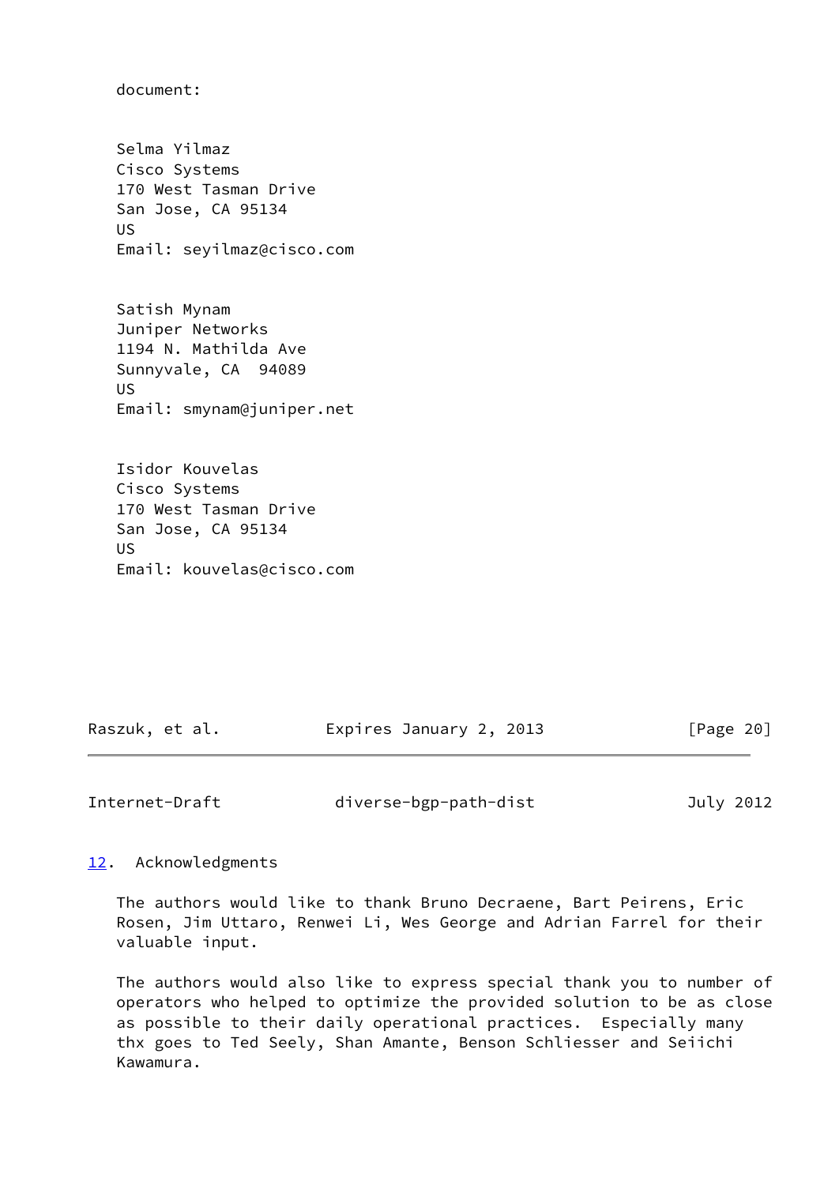document:

Selma Yilmaz
Cisco Systems
170 West Tasman Drive
San Jose, CA 95134
US
Email: seyilmaz@cisco.com

Satish Mynam
Juniper Networks
1194 N. Mathilda Ave
Sunnyvale, CA  94089
US
Email: smynam@juniper.net

Isidor Kouvelas
Cisco Systems
170 West Tasman Drive
San Jose, CA 95134
US
Email: kouvelas@cisco.com

## 12. Acknowledgments

The authors would like to thank Bruno Decraene, Bart Peirens, Eric Rosen, Jim Uttaro, Renwei Li, Wes George and Adrian Farrel for their valuable input.

The authors would also like to express special thank you to number of operators who helped to optimize the provided solution to be as close as possible to their daily operational practices.  Especially many thx goes to Ted Seely, Shan Amante, Benson Schliesser and Seiichi Kawamura.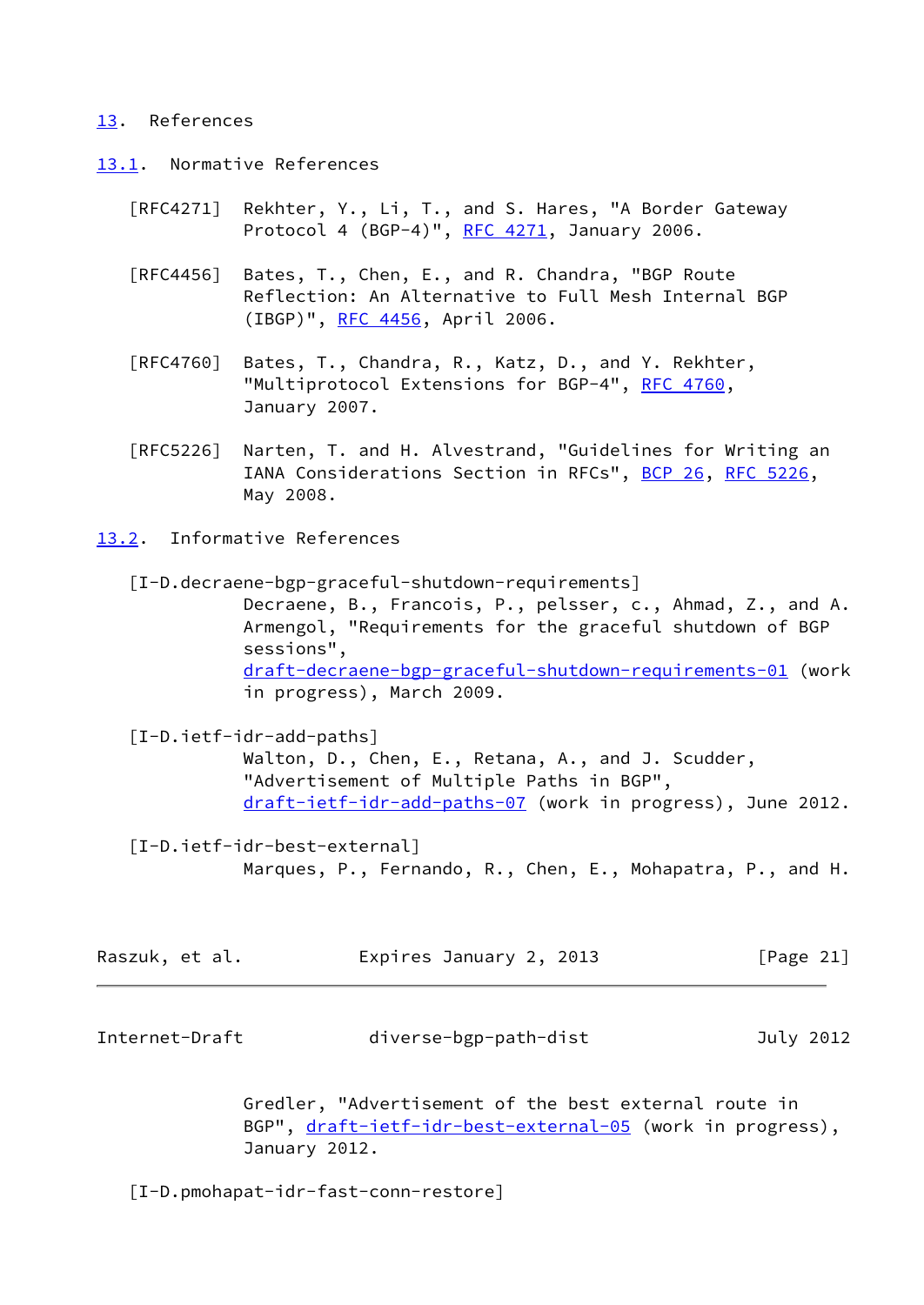## 13. References

### 13.1. Normative References

[RFC4271] Rekhter, Y., Li, T., and S. Hares, "A Border Gateway Protocol 4 (BGP-4)", RFC 4271, January 2006.

[RFC4456] Bates, T., Chen, E., and R. Chandra, "BGP Route Reflection: An Alternative to Full Mesh Internal BGP (IBGP)", RFC 4456, April 2006.

[RFC4760] Bates, T., Chandra, R., Katz, D., and Y. Rekhter, "Multiprotocol Extensions for BGP-4", RFC 4760, January 2007.

[RFC5226] Narten, T. and H. Alvestrand, "Guidelines for Writing an IANA Considerations Section in RFCs", BCP 26, RFC 5226, May 2008.

### 13.2. Informative References

[I-D.decraene-bgp-graceful-shutdown-requirements]
Decraene, B., Francois, P., pelsser, c., Ahmad, Z., and A. Armengol, "Requirements for the graceful shutdown of BGP sessions", draft-decraene-bgp-graceful-shutdown-requirements-01 (work in progress), March 2009.

[I-D.ietf-idr-add-paths]
Walton, D., Chen, E., Retana, A., and J. Scudder, "Advertisement of Multiple Paths in BGP", draft-ietf-idr-add-paths-07 (work in progress), June 2012.

[I-D.ietf-idr-best-external]
Marques, P., Fernando, R., Chen, E., Mohapatra, P., and H. Gredler, "Advertisement of the best external route in BGP", draft-ietf-idr-best-external-05 (work in progress), January 2012.

[I-D.pmohapat-idr-fast-conn-restore]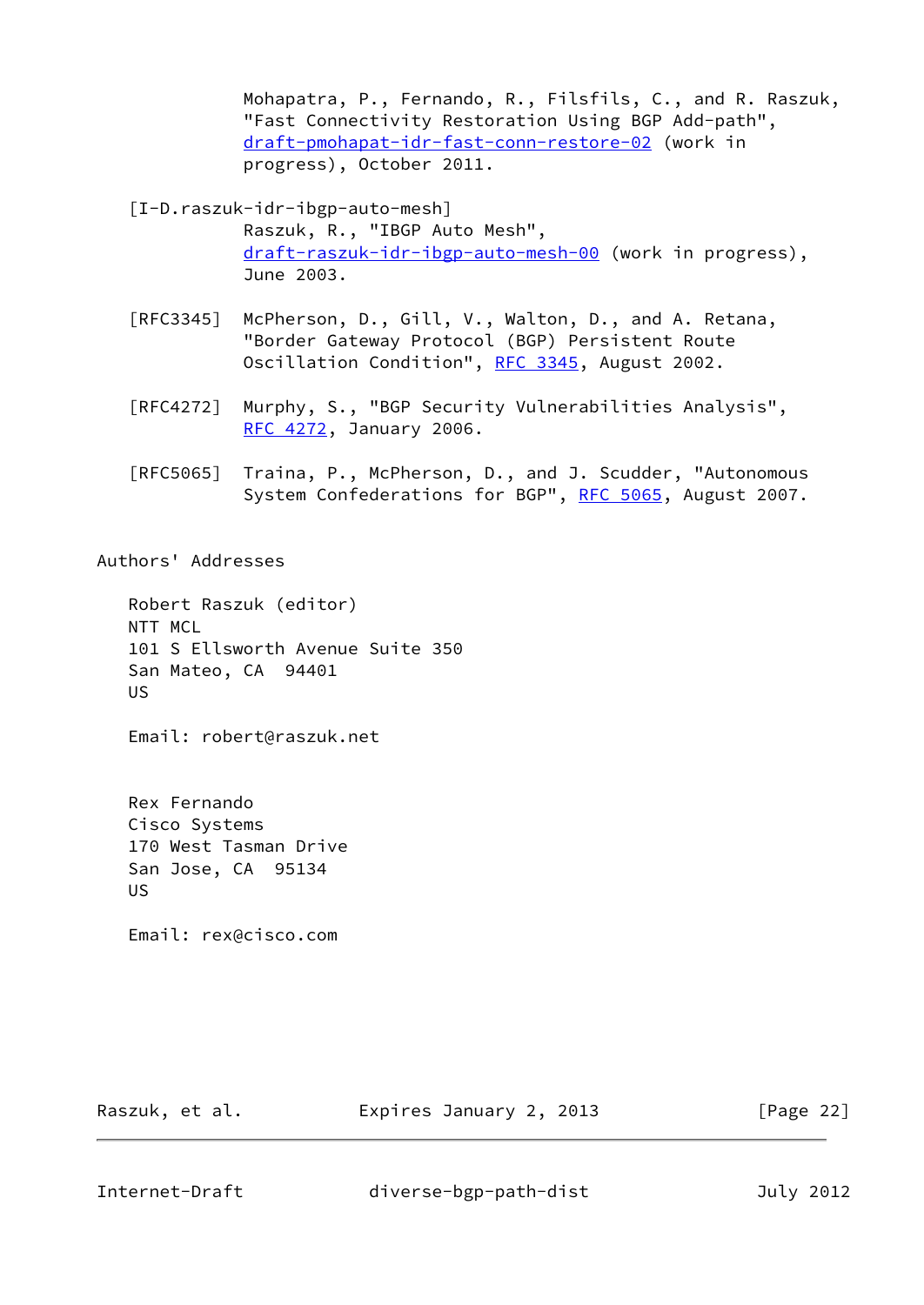Mohapatra, P., Fernando, R., Filsfils, C., and R. Raszuk, "Fast Connectivity Restoration Using BGP Add-path", draft-pmohapat-idr-fast-conn-restore-02 (work in progress), October 2011.

[I-D.raszuk-idr-ibgp-auto-mesh]
Raszuk, R., "IBGP Auto Mesh", draft-raszuk-idr-ibgp-auto-mesh-00 (work in progress), June 2003.

[RFC3345] McPherson, D., Gill, V., Walton, D., and A. Retana, "Border Gateway Protocol (BGP) Persistent Route Oscillation Condition", RFC 3345, August 2002.

[RFC4272] Murphy, S., "BGP Security Vulnerabilities Analysis", RFC 4272, January 2006.

[RFC5065] Traina, P., McPherson, D., and J. Scudder, "Autonomous System Confederations for BGP", RFC 5065, August 2007.

## Authors' Addresses

Robert Raszuk (editor)
NTT MCL
101 S Ellsworth Avenue Suite 350
San Mateo, CA 94401
US

Email: robert@raszuk.net

Rex Fernando
Cisco Systems
170 West Tasman Drive
San Jose, CA 95134
US

Email: rex@cisco.com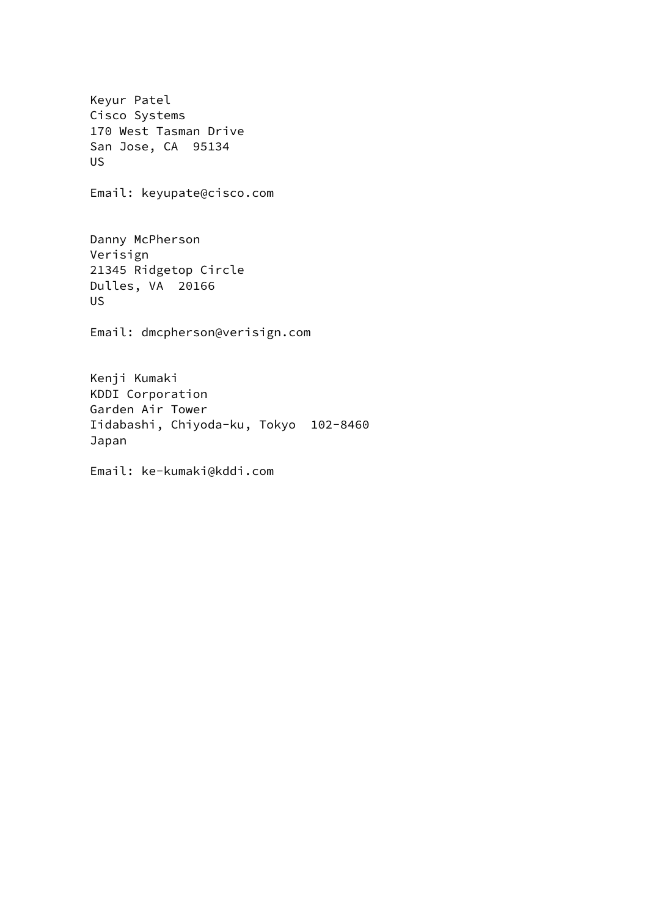Keyur Patel
Cisco Systems
170 West Tasman Drive
San Jose, CA  95134
US

Email: keyupate@cisco.com

Danny McPherson
Verisign
21345 Ridgetop Circle
Dulles, VA  20166
US

Email: dmcpherson@verisign.com

Kenji Kumaki
KDDI Corporation
Garden Air Tower
Iidabashi, Chiyoda-ku, Tokyo  102-8460
Japan

Email: ke-kumaki@kddi.com